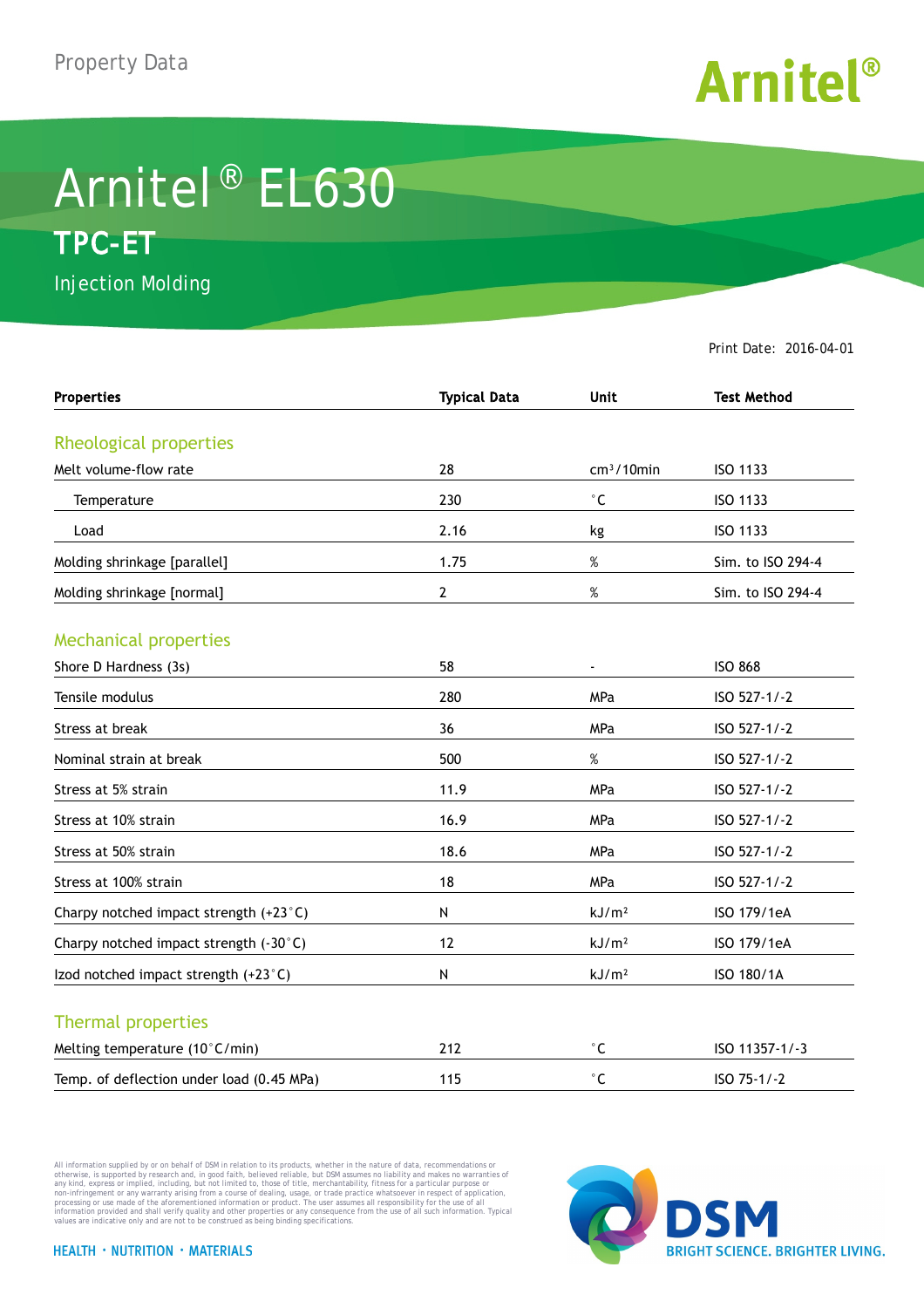Property Data

# Arnitel® EL630

## TPC-ET

Injection Molding

Print Date: 2016-04-01

| Properties | Typical Data | Unit | Test Method |
|---|---|---|---|
| **Rheological properties** | | | |
| Melt volume-flow rate | 28 | $cm^3$/10min | ISO 1133 |
| Temperature | 230 | °C | ISO 1133 |
| Load | 2.16 | kg | ISO 1133 |
| Molding shrinkage [parallel] | 1.75 | % | Sim. to ISO 294-4 |
| Molding shrinkage [normal] | 2 | % | Sim. to ISO 294-4 |
| **Mechanical properties** | | | |
| Shore D Hardness (3s) | 58 | - | ISO 868 |
| Tensile modulus | 280 | MPa | ISO 527-1/-2 |
| Stress at break | 36 | MPa | ISO 527-1/-2 |
| Nominal strain at break | 500 | % | ISO 527-1/-2 |
| Stress at 5% strain | 11.9 | MPa | ISO 527-1/-2 |
| Stress at 10% strain | 16.9 | MPa | ISO 527-1/-2 |
| Stress at 50% strain | 18.6 | MPa | ISO 527-1/-2 |
| Stress at 100% strain | 18 | MPa | ISO 527-1/-2 |
| Charpy notched impact strength (+23°C) | N | $kJ/m^2$ | ISO 179/1eA |
| Charpy notched impact strength (-30°C) | 12 | $kJ/m^2$ | ISO 179/1eA |
| Izod notched impact strength (+23°C) | N | $kJ/m^2$ | ISO 180/1A |
| **Thermal properties** | | | |
| Melting temperature (10°C/min) | 212 | °C | ISO 11357-1/-3 |
| Temp. of deflection under load (0.45 MPa) | 115 | °C | ISO 75-1/-2 |

All information supplied by or on behalf of DSM in relation to its products, whether in the nature of data, recommendations or otherwise, is supported by research and, in good faith, believed reliable, but DSM assumes no liability and makes no warranties of any kind, express or implied, including, but not limited to, those of title, merchantability, fitness for a particular purpose or non-infringement or any warranty arising from a course of dealing, usage, or trade practice whatsoever in respect of application, processing or use made of the aforementioned information or product. The user assumes all responsibility for the use of all information provided and shall verify quality and other properties or any consequence from the use of all such information. Typical values are indicative only and are not to be construed as being binding specifications.

HEALTH · NUTRITION · MATERIALS

DSM BRIGHT SCIENCE. BRIGHTER LIVING.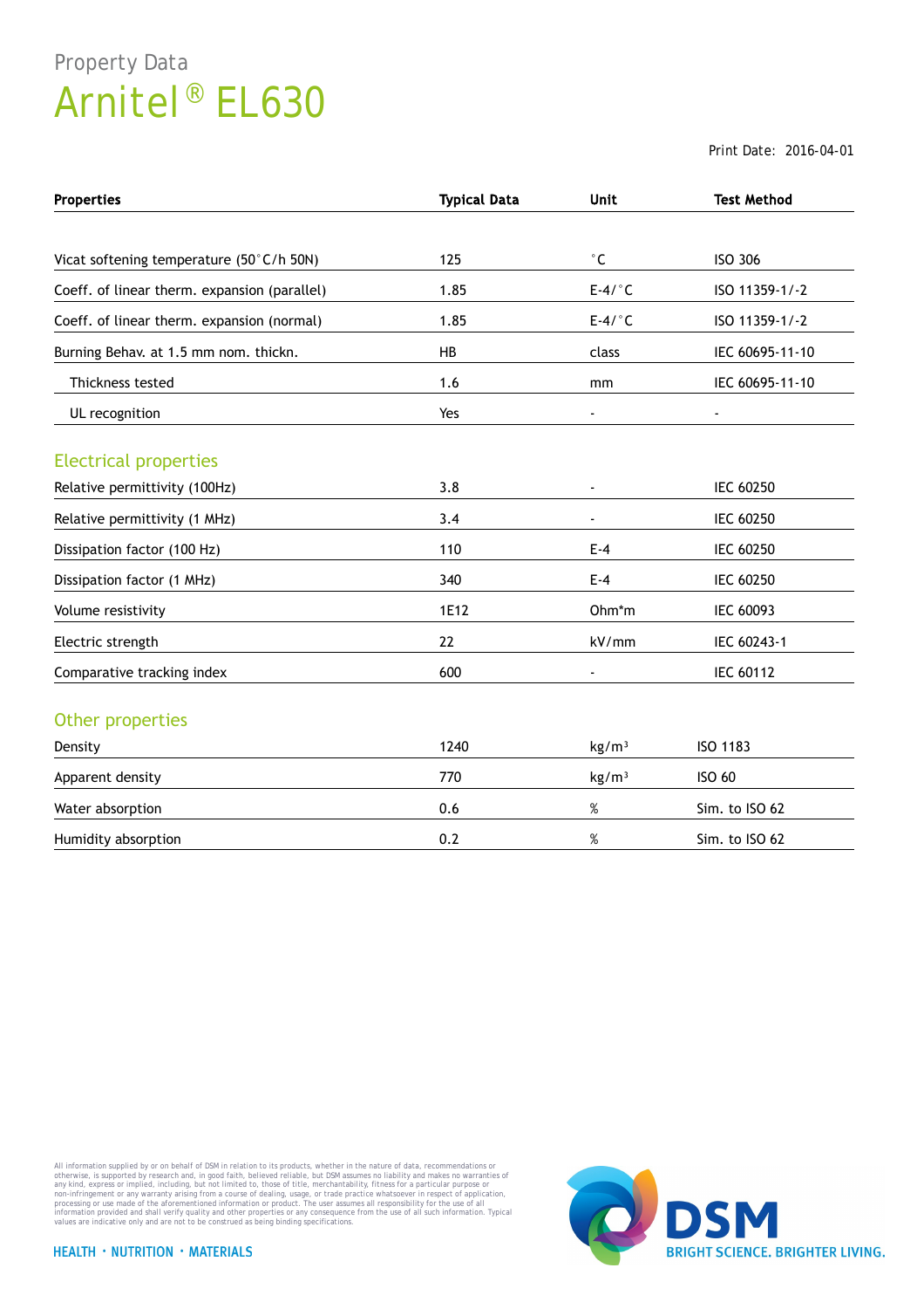Property Data

# Arnitel® EL630

Print Date: 2016-04-01

| Properties | Typical Data | Unit | Test Method |
|---|---|---|---|
| Vicat softening temperature (50°C/h 50N) | 125 | °C | ISO 306 |
| Coeff. of linear therm. expansion (parallel) | 1.85 | E-4/°C | ISO 11359-1/-2 |
| Coeff. of linear therm. expansion (normal) | 1.85 | E-4/°C | ISO 11359-1/-2 |
| Burning Behav. at 1.5 mm nom. thickn. | HB | class | IEC 60695-11-10 |
| Thickness tested | 1.6 | mm | IEC 60695-11-10 |
| UL recognition | Yes | - | - |

## Electrical properties

| | | | |
|---|---|---|---|
| Relative permittivity (100Hz) | 3.8 | - | IEC 60250 |
| Relative permittivity (1 MHz) | 3.4 | - | IEC 60250 |
| Dissipation factor (100 Hz) | 110 | E-4 | IEC 60250 |
| Dissipation factor (1 MHz) | 340 | E-4 | IEC 60250 |
| Volume resistivity | 1E12 | Ohm*m | IEC 60093 |
| Electric strength | 22 | kV/mm | IEC 60243-1 |
| Comparative tracking index | 600 | - | IEC 60112 |

## Other properties

| | | | |
|---|---|---|---|
| Density | 1240 | kg/m³ | ISO 1183 |
| Apparent density | 770 | kg/m³ | ISO 60 |
| Water absorption | 0.6 | % | Sim. to ISO 62 |
| Humidity absorption | 0.2 | % | Sim. to ISO 62 |

All information supplied by or on behalf of DSM in relation to its products, whether in the nature of data, recommendations or otherwise, is supported by research and, in good faith, believed reliable, but DSM assumes no liability and makes no warranties of any kind, express or implied, including, but not limited to, those of title, merchantability, fitness for a particular purpose or non-infringement or any warranty arising from a course of dealing, usage, or trade practice whatsoever in respect of application, processing or use made of the aforementioned information or product. The user assumes all responsibility for the use of all information provided and shall verify quality and other properties or any consequence from the use of all such information. Typical values are indicative only and are not to be construed as being binding specifications.

HEALTH · NUTRITION · MATERIALS

DSM BRIGHT SCIENCE. BRIGHTER LIVING.